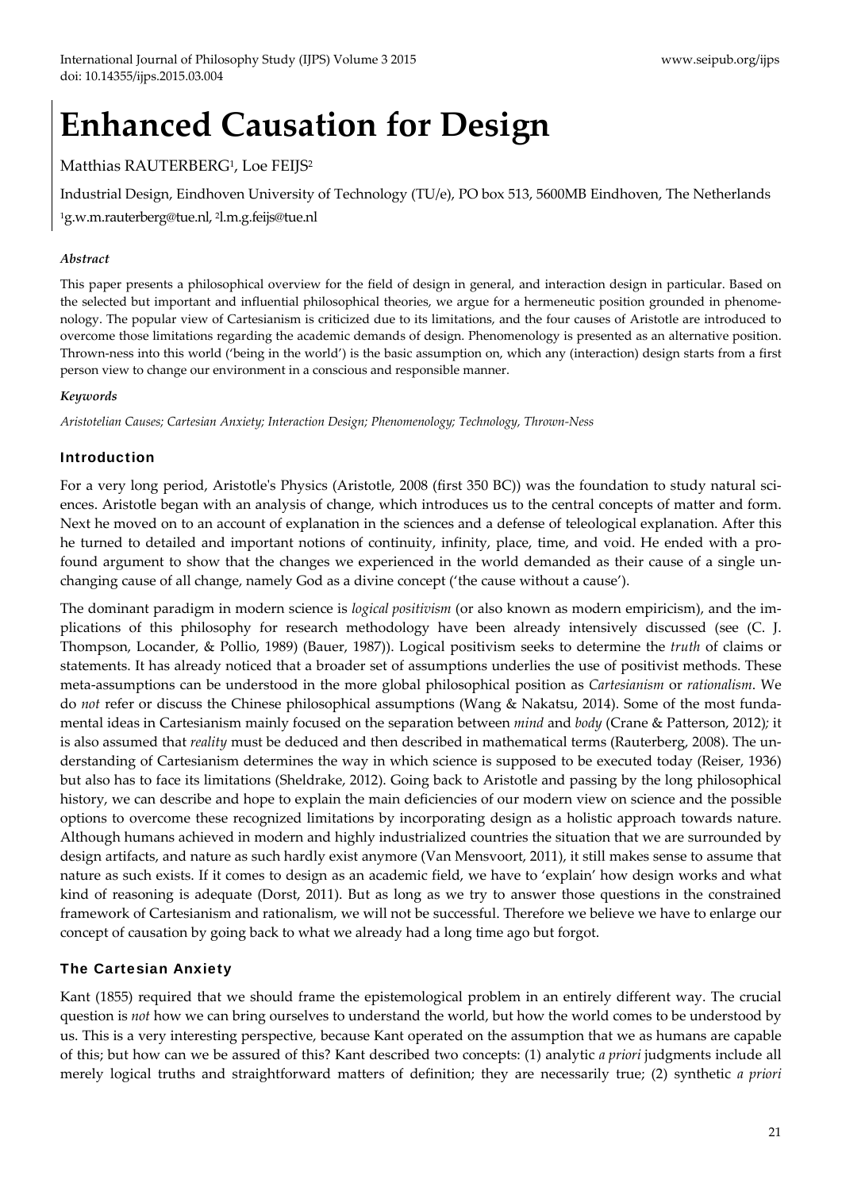# Enhanced Causation for Design

Matthias RAUTERBERG[1], Loe FEIJS[2]

Industrial Design, Eindhoven University of Technology (TU/e), PO box 513, 5600MB Eindhoven, The Netherlands

[1]g.w.m.rauterberg@tue.nl, [2]l.m.g.feijs@tue.nl

### *Abstract*

This paper presents a philosophical overview for the field of design in general, and interaction design in particular. Based on the selected but important and influential philosophical theories, we argue for a hermeneutic position grounded in phenomenology. The popular view of Cartesianism is criticized due to its limitations, and the four causes of Aristotle are introduced to overcome those limitations regarding the academic demands of design. Phenomenology is presented as an alternative position. Thrown-ness into this world ('being in the world') is the basic assumption on, which any (interaction) design starts from a first person view to change our environment in a conscious and responsible manner.

### *Keywords*

*Aristotelian Causes; Cartesian Anxiety; Interaction Design; Phenomenology; Technology, Thrown-Ness*

## Introduction

For a very long period, Aristotle's Physics (Aristotle, 2008 (first 350 BC)) was the foundation to study natural sciences. Aristotle began with an analysis of change, which introduces us to the central concepts of matter and form. Next he moved on to an account of explanation in the sciences and a defense of teleological explanation. After this he turned to detailed and important notions of continuity, infinity, place, time, and void. He ended with a profound argument to show that the changes we experienced in the world demanded as their cause of a single unchanging cause of all change, namely God as a divine concept ('the cause without a cause').

The dominant paradigm in modern science is *logical positivism* (or also known as modern empiricism), and the implications of this philosophy for research methodology have been already intensively discussed (see (C. J. Thompson, Locander, & Pollio, 1989) (Bauer, 1987)). Logical positivism seeks to determine the *truth* of claims or statements. It has already noticed that a broader set of assumptions underlies the use of positivist methods. These meta-assumptions can be understood in the more global philosophical position as *Cartesianism* or *rationalism*. We do *not* refer or discuss the Chinese philosophical assumptions (Wang & Nakatsu, 2014). Some of the most fundamental ideas in Cartesianism mainly focused on the separation between *mind* and *body* (Crane & Patterson, 2012); it is also assumed that *reality* must be deduced and then described in mathematical terms (Rauterberg, 2008). The understanding of Cartesianism determines the way in which science is supposed to be executed today (Reiser, 1936) but also has to face its limitations (Sheldrake, 2012). Going back to Aristotle and passing by the long philosophical history, we can describe and hope to explain the main deficiencies of our modern view on science and the possible options to overcome these recognized limitations by incorporating design as a holistic approach towards nature. Although humans achieved in modern and highly industrialized countries the situation that we are surrounded by design artifacts, and nature as such hardly exist anymore (Van Mensvoort, 2011), it still makes sense to assume that nature as such exists. If it comes to design as an academic field, we have to 'explain' how design works and what kind of reasoning is adequate (Dorst, 2011). But as long as we try to answer those questions in the constrained framework of Cartesianism and rationalism, we will not be successful. Therefore we believe we have to enlarge our concept of causation by going back to what we already had a long time ago but forgot.

## The Cartesian Anxiety

Kant (1855) required that we should frame the epistemological problem in an entirely different way. The crucial question is *not* how we can bring ourselves to understand the world, but how the world comes to be understood by us. This is a very interesting perspective, because Kant operated on the assumption that we as humans are capable of this; but how can we be assured of this? Kant described two concepts: (1) analytic *a priori* judgments include all merely logical truths and straightforward matters of definition; they are necessarily true; (2) synthetic *a priori*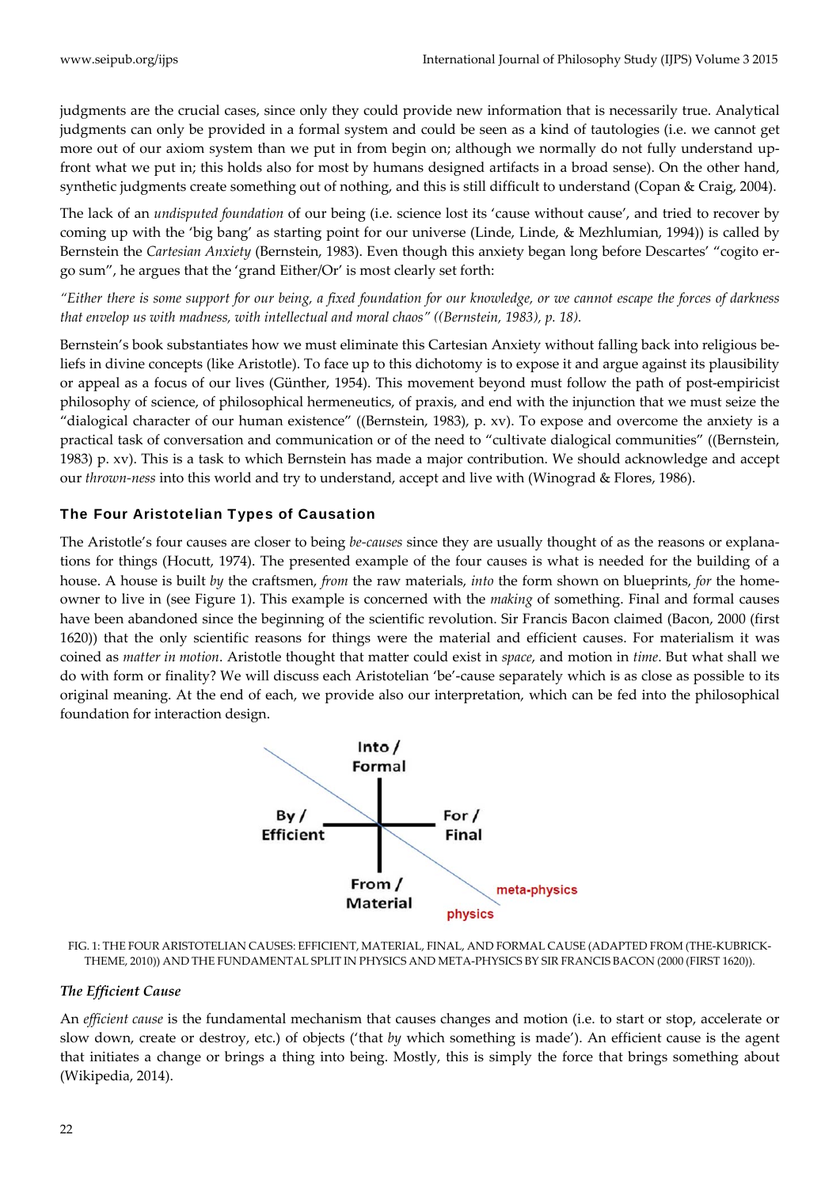judgments are the crucial cases, since only they could provide new information that is necessarily true. Analytical judgments can only be provided in a formal system and could be seen as a kind of tautologies (i.e. we cannot get more out of our axiom system than we put in from begin on; although we normally do not fully understand upfront what we put in; this holds also for most by humans designed artifacts in a broad sense). On the other hand, synthetic judgments create something out of nothing, and this is still difficult to understand (Copan & Craig, 2004).

The lack of an *undisputed foundation* of our being (i.e. science lost its 'cause without cause', and tried to recover by coming up with the 'big bang' as starting point for our universe (Linde, Linde, & Mezhlumian, 1994)) is called by Bernstein the *Cartesian Anxiety* (Bernstein, 1983). Even though this anxiety began long before Descartes' "cogito ergo sum", he argues that the 'grand Either/Or' is most clearly set forth:

*"Either there is some support for our being, a fixed foundation for our knowledge, or we cannot escape the forces of darkness that envelop us with madness, with intellectual and moral chaos" ((Bernstein, 1983), p. 18).*

Bernstein's book substantiates how we must eliminate this Cartesian Anxiety without falling back into religious beliefs in divine concepts (like Aristotle). To face up to this dichotomy is to expose it and argue against its plausibility or appeal as a focus of our lives (Günther, 1954). This movement beyond must follow the path of post-empiricist philosophy of science, of philosophical hermeneutics, of praxis, and end with the injunction that we must seize the "dialogical character of our human existence" ((Bernstein, 1983), p. xv). To expose and overcome the anxiety is a practical task of conversation and communication or of the need to "cultivate dialogical communities" ((Bernstein, 1983) p. xv). This is a task to which Bernstein has made a major contribution. We should acknowledge and accept our *thrown-ness* into this world and try to understand, accept and live with (Winograd & Flores, 1986).

## The Four Aristotelian Types of Causation

The Aristotle's four causes are closer to being *be-causes* since they are usually thought of as the reasons or explanations for things (Hocutt, 1974). The presented example of the four causes is what is needed for the building of a house. A house is built *by* the craftsmen, *from* the raw materials, *into* the form shown on blueprints, *for* the homeowner to live in (see Figure 1). This example is concerned with the *making* of something. Final and formal causes have been abandoned since the beginning of the scientific revolution. Sir Francis Bacon claimed (Bacon, 2000 (first 1620)) that the only scientific reasons for things were the material and efficient causes. For materialism it was coined as *matter in motion*. Aristotle thought that matter could exist in *space*, and motion in *time*. But what shall we do with form or finality? We will discuss each Aristotelian 'be'-cause separately which is as close as possible to its original meaning. At the end of each, we provide also our interpretation, which can be fed into the philosophical foundation for interaction design.

Into / Formal

By / Efficient

For / Final

From / Material

meta-physics

physics

FIG. 1: THE FOUR ARISTOTELIAN CAUSES: EFFICIENT, MATERIAL, FINAL, AND FORMAL CAUSE (ADAPTED FROM (THE-KUBRICK-THEME, 2010)) AND THE FUNDAMENTAL SPLIT IN PHYSICS AND META-PHYSICS BY SIR FRANCIS BACON (2000 (FIRST 1620)).

### *The Efficient Cause*

An *efficient cause* is the fundamental mechanism that causes changes and motion (i.e. to start or stop, accelerate or slow down, create or destroy, etc.) of objects ('that *by* which something is made'). An efficient cause is the agent that initiates a change or brings a thing into being. Mostly, this is simply the force that brings something about (Wikipedia, 2014).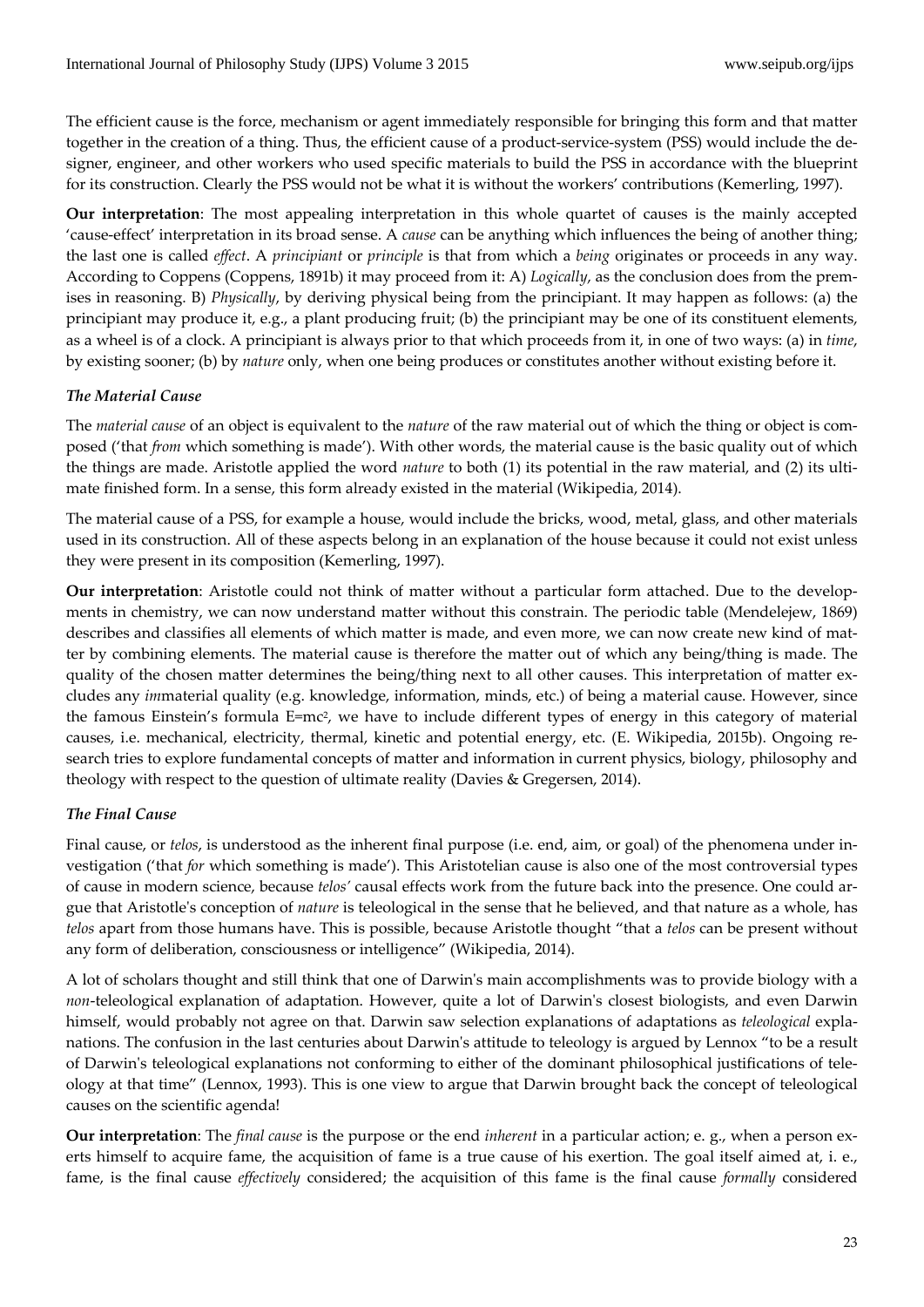The efficient cause is the force, mechanism or agent immediately responsible for bringing this form and that matter together in the creation of a thing. Thus, the efficient cause of a product-service-system (PSS) would include the designer, engineer, and other workers who used specific materials to build the PSS in accordance with the blueprint for its construction. Clearly the PSS would not be what it is without the workers' contributions (Kemerling, 1997).

**Our interpretation**: The most appealing interpretation in this whole quartet of causes is the mainly accepted 'cause-effect' interpretation in its broad sense. A *cause* can be anything which influences the being of another thing; the last one is called *effect*. A *principiant* or *principle* is that from which a *being* originates or proceeds in any way. According to Coppens (Coppens, 1891b) it may proceed from it: A) *Logically*, as the conclusion does from the premises in reasoning. B) *Physically*, by deriving physical being from the principiant. It may happen as follows: (a) the principiant may produce it, e.g., a plant producing fruit; (b) the principiant may be one of its constituent elements, as a wheel is of a clock. A principiant is always prior to that which proceeds from it, in one of two ways: (a) in *time*, by existing sooner; (b) by *nature* only, when one being produces or constitutes another without existing before it.

### *The Material Cause*

The *material cause* of an object is equivalent to the *nature* of the raw material out of which the thing or object is composed ('that *from* which something is made'). With other words, the material cause is the basic quality out of which the things are made. Aristotle applied the word *nature* to both (1) its potential in the raw material, and (2) its ultimate finished form. In a sense, this form already existed in the material (Wikipedia, 2014).

The material cause of a PSS, for example a house, would include the bricks, wood, metal, glass, and other materials used in its construction. All of these aspects belong in an explanation of the house because it could not exist unless they were present in its composition (Kemerling, 1997).

**Our interpretation**: Aristotle could not think of matter without a particular form attached. Due to the developments in chemistry, we can now understand matter without this constrain. The periodic table (Mendelejew, 1869) describes and classifies all elements of which matter is made, and even more, we can now create new kind of matter by combining elements. The material cause is therefore the matter out of which any being/thing is made. The quality of the chosen matter determines the being/thing next to all other causes. This interpretation of matter excludes any *im*material quality (e.g. knowledge, information, minds, etc.) of being a material cause. However, since the famous Einstein's formula $E=mc^2$, we have to include different types of energy in this category of material causes, i.e. mechanical, electricity, thermal, kinetic and potential energy, etc. (E. Wikipedia, 2015b). Ongoing research tries to explore fundamental concepts of matter and information in current physics, biology, philosophy and theology with respect to the question of ultimate reality (Davies & Gregersen, 2014).

### *The Final Cause*

Final cause, or *telos*, is understood as the inherent final purpose (i.e. end, aim, or goal) of the phenomena under investigation ('that *for* which something is made'). This Aristotelian cause is also one of the most controversial types of cause in modern science, because *telos'* causal effects work from the future back into the presence. One could argue that Aristotle's conception of *nature* is teleological in the sense that he believed, and that nature as a whole, has *telos* apart from those humans have. This is possible, because Aristotle thought "that a *telos* can be present without any form of deliberation, consciousness or intelligence" (Wikipedia, 2014).

A lot of scholars thought and still think that one of Darwin's main accomplishments was to provide biology with a *non*-teleological explanation of adaptation. However, quite a lot of Darwin's closest biologists, and even Darwin himself, would probably not agree on that. Darwin saw selection explanations of adaptations as *teleological* explanations. The confusion in the last centuries about Darwin's attitude to teleology is argued by Lennox "to be a result of Darwin's teleological explanations not conforming to either of the dominant philosophical justifications of teleology at that time" (Lennox, 1993). This is one view to argue that Darwin brought back the concept of teleological causes on the scientific agenda!

**Our interpretation**: The *final cause* is the purpose or the end *inherent* in a particular action; e. g., when a person exerts himself to acquire fame, the acquisition of fame is a true cause of his exertion. The goal itself aimed at, i. e., fame, is the final cause *effectively* considered; the acquisition of this fame is the final cause *formally* considered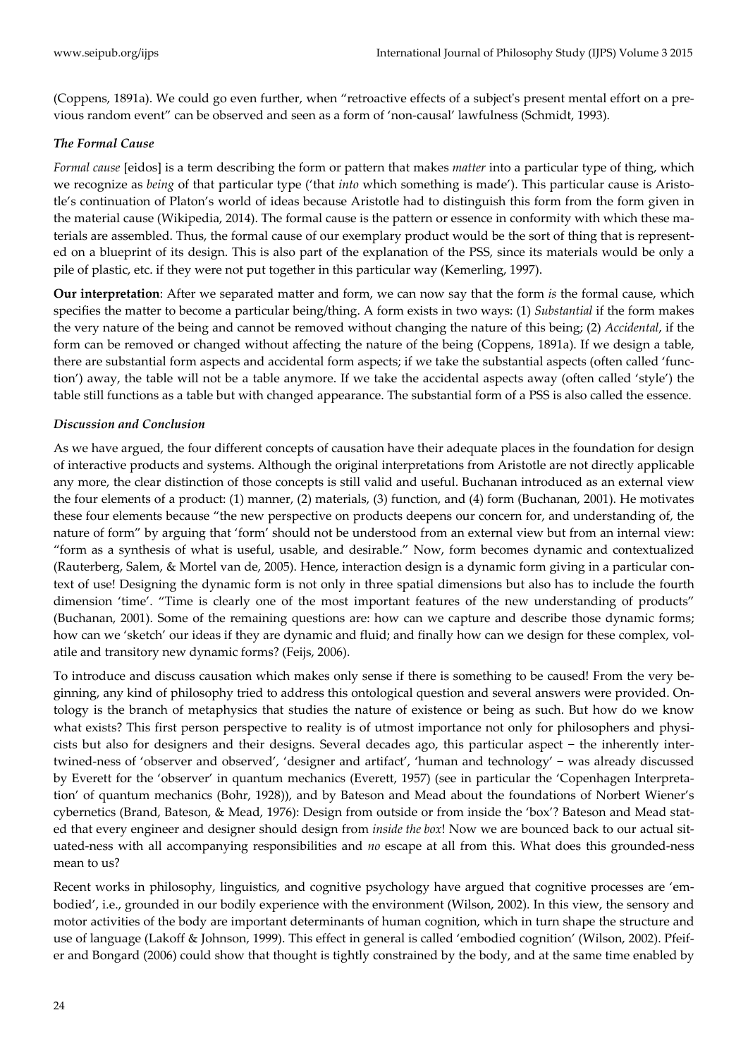(Coppens, 1891a). We could go even further, when "retroactive effects of a subject's present mental effort on a previous random event" can be observed and seen as a form of 'non-causal' lawfulness (Schmidt, 1993).

### *The Formal Cause*

*Formal cause* [eidos] is a term describing the form or pattern that makes *matter* into a particular type of thing, which we recognize as *being* of that particular type ('that *into* which something is made'). This particular cause is Aristotle's continuation of Platon's world of ideas because Aristotle had to distinguish this form from the form given in the material cause (Wikipedia, 2014). The formal cause is the pattern or essence in conformity with which these materials are assembled. Thus, the formal cause of our exemplary product would be the sort of thing that is represented on a blueprint of its design. This is also part of the explanation of the PSS, since its materials would be only a pile of plastic, etc. if they were not put together in this particular way (Kemerling, 1997).

**Our interpretation**: After we separated matter and form, we can now say that the form *is* the formal cause, which specifies the matter to become a particular being/thing. A form exists in two ways: (1) *Substantial* if the form makes the very nature of the being and cannot be removed without changing the nature of this being; (2) *Accidental*, if the form can be removed or changed without affecting the nature of the being (Coppens, 1891a). If we design a table, there are substantial form aspects and accidental form aspects; if we take the substantial aspects (often called 'function') away, the table will not be a table anymore. If we take the accidental aspects away (often called 'style') the table still functions as a table but with changed appearance. The substantial form of a PSS is also called the essence.

### *Discussion and Conclusion*

As we have argued, the four different concepts of causation have their adequate places in the foundation for design of interactive products and systems. Although the original interpretations from Aristotle are not directly applicable any more, the clear distinction of those concepts is still valid and useful. Buchanan introduced as an external view the four elements of a product: (1) manner, (2) materials, (3) function, and (4) form (Buchanan, 2001). He motivates these four elements because "the new perspective on products deepens our concern for, and understanding of, the nature of form" by arguing that 'form' should not be understood from an external view but from an internal view: "form as a synthesis of what is useful, usable, and desirable." Now, form becomes dynamic and contextualized (Rauterberg, Salem, & Mortel van de, 2005). Hence, interaction design is a dynamic form giving in a particular context of use! Designing the dynamic form is not only in three spatial dimensions but also has to include the fourth dimension 'time'. "Time is clearly one of the most important features of the new understanding of products" (Buchanan, 2001). Some of the remaining questions are: how can we capture and describe those dynamic forms; how can we 'sketch' our ideas if they are dynamic and fluid; and finally how can we design for these complex, volatile and transitory new dynamic forms? (Feijs, 2006).

To introduce and discuss causation which makes only sense if there is something to be caused! From the very beginning, any kind of philosophy tried to address this ontological question and several answers were provided. Ontology is the branch of metaphysics that studies the nature of existence or being as such. But how do we know what exists? This first person perspective to reality is of utmost importance not only for philosophers and physicists but also for designers and their designs. Several decades ago, this particular aspect − the inherently intertwined-ness of 'observer and observed', 'designer and artifact', 'human and technology' − was already discussed by Everett for the 'observer' in quantum mechanics (Everett, 1957) (see in particular the 'Copenhagen Interpretation' of quantum mechanics (Bohr, 1928)), and by Bateson and Mead about the foundations of Norbert Wiener's cybernetics (Brand, Bateson, & Mead, 1976): Design from outside or from inside the 'box'? Bateson and Mead stated that every engineer and designer should design from *inside the box*! Now we are bounced back to our actual situated-ness with all accompanying responsibilities and *no* escape at all from this. What does this grounded-ness mean to us?

Recent works in philosophy, linguistics, and cognitive psychology have argued that cognitive processes are 'embodied', i.e., grounded in our bodily experience with the environment (Wilson, 2002). In this view, the sensory and motor activities of the body are important determinants of human cognition, which in turn shape the structure and use of language (Lakoff & Johnson, 1999). This effect in general is called 'embodied cognition' (Wilson, 2002). Pfeifer and Bongard (2006) could show that thought is tightly constrained by the body, and at the same time enabled by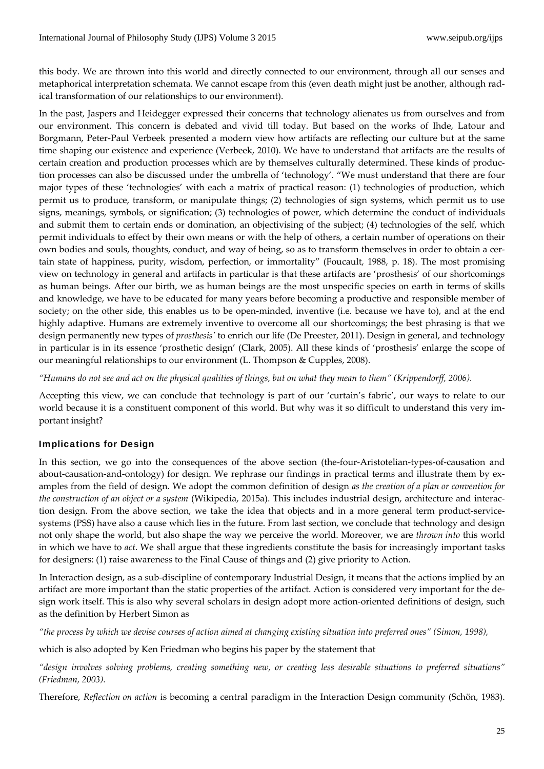this body. We are thrown into this world and directly connected to our environment, through all our senses and metaphorical interpretation schemata. We cannot escape from this (even death might just be another, although radical transformation of our relationships to our environment).

In the past, Jaspers and Heidegger expressed their concerns that technology alienates us from ourselves and from our environment. This concern is debated and vivid till today. But based on the works of Ihde, Latour and Borgmann, Peter-Paul Verbeek presented a modern view how artifacts are reflecting our culture but at the same time shaping our existence and experience (Verbeek, 2010). We have to understand that artifacts are the results of certain creation and production processes which are by themselves culturally determined. These kinds of production processes can also be discussed under the umbrella of 'technology'. "We must understand that there are four major types of these 'technologies' with each a matrix of practical reason: (1) technologies of production, which permit us to produce, transform, or manipulate things; (2) technologies of sign systems, which permit us to use signs, meanings, symbols, or signification; (3) technologies of power, which determine the conduct of individuals and submit them to certain ends or domination, an objectivising of the subject; (4) technologies of the self, which permit individuals to effect by their own means or with the help of others, a certain number of operations on their own bodies and souls, thoughts, conduct, and way of being, so as to transform themselves in order to obtain a certain state of happiness, purity, wisdom, perfection, or immortality" (Foucault, 1988, p. 18). The most promising view on technology in general and artifacts in particular is that these artifacts are 'prosthesis' of our shortcomings as human beings. After our birth, we as human beings are the most unspecific species on earth in terms of skills and knowledge, we have to be educated for many years before becoming a productive and responsible member of society; on the other side, this enables us to be open-minded, inventive (i.e. because we have to), and at the end highly adaptive. Humans are extremely inventive to overcome all our shortcomings; the best phrasing is that we design permanently new types of *prosthesis'* to enrich our life (De Preester, 2011). Design in general, and technology in particular is in its essence 'prosthetic design' (Clark, 2005). All these kinds of 'prosthesis' enlarge the scope of our meaningful relationships to our environment (L. Thompson & Cupples, 2008).

*"Humans do not see and act on the physical qualities of things, but on what they mean to them" (Krippendorff, 2006).*

Accepting this view, we can conclude that technology is part of our 'curtain's fabric', our ways to relate to our world because it is a constituent component of this world. But why was it so difficult to understand this very important insight?

## Implications for Design

In this section, we go into the consequences of the above section (the-four-Aristotelian-types-of-causation and about-causation-and-ontology) for design. We rephrase our findings in practical terms and illustrate them by examples from the field of design. We adopt the common definition of design *as the creation of a plan or convention for the construction of an object or a system* (Wikipedia, 2015a). This includes industrial design, architecture and interaction design. From the above section, we take the idea that objects and in a more general term product-service-systems (PSS) have also a cause which lies in the future. From last section, we conclude that technology and design not only shape the world, but also shape the way we perceive the world. Moreover, we are *thrown into* this world in which we have to *act*. We shall argue that these ingredients constitute the basis for increasingly important tasks for designers: (1) raise awareness to the Final Cause of things and (2) give priority to Action.

In Interaction design, as a sub-discipline of contemporary Industrial Design, it means that the actions implied by an artifact are more important than the static properties of the artifact. Action is considered very important for the design work itself. This is also why several scholars in design adopt more action-oriented definitions of design, such as the definition by Herbert Simon as

*"the process by which we devise courses of action aimed at changing existing situation into preferred ones" (Simon, 1998),*

which is also adopted by Ken Friedman who begins his paper by the statement that

*"design involves solving problems, creating something new, or creating less desirable situations to preferred situations" (Friedman, 2003).*

Therefore, *Reflection on action* is becoming a central paradigm in the Interaction Design community (Schön, 1983).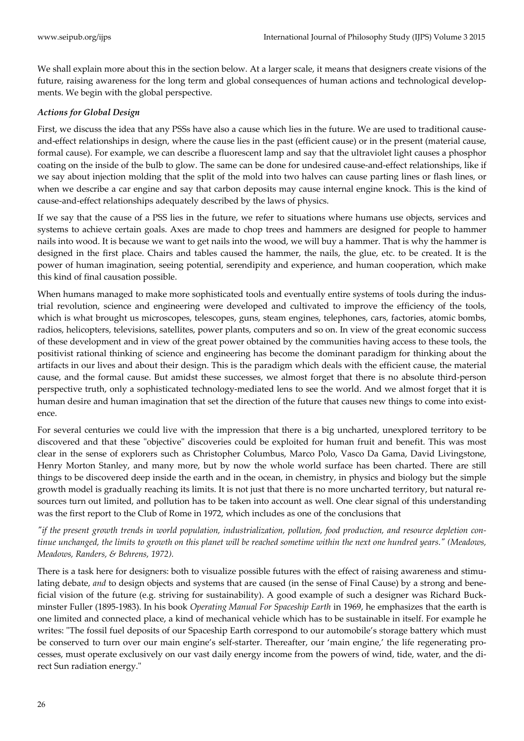We shall explain more about this in the section below. At a larger scale, it means that designers create visions of the future, raising awareness for the long term and global consequences of human actions and technological developments. We begin with the global perspective.

### *Actions for Global Design*

First, we discuss the idea that any PSSs have also a cause which lies in the future. We are used to traditional cause-and-effect relationships in design, where the cause lies in the past (efficient cause) or in the present (material cause, formal cause). For example, we can describe a fluorescent lamp and say that the ultraviolet light causes a phosphor coating on the inside of the bulb to glow. The same can be done for undesired cause-and-effect relationships, like if we say about injection molding that the split of the mold into two halves can cause parting lines or flash lines, or when we describe a car engine and say that carbon deposits may cause internal engine knock. This is the kind of cause-and-effect relationships adequately described by the laws of physics.

If we say that the cause of a PSS lies in the future, we refer to situations where humans use objects, services and systems to achieve certain goals. Axes are made to chop trees and hammers are designed for people to hammer nails into wood. It is because we want to get nails into the wood, we will buy a hammer. That is why the hammer is designed in the first place. Chairs and tables caused the hammer, the nails, the glue, etc. to be created. It is the power of human imagination, seeing potential, serendipity and experience, and human cooperation, which make this kind of final causation possible.

When humans managed to make more sophisticated tools and eventually entire systems of tools during the industrial revolution, science and engineering were developed and cultivated to improve the efficiency of the tools, which is what brought us microscopes, telescopes, guns, steam engines, telephones, cars, factories, atomic bombs, radios, helicopters, televisions, satellites, power plants, computers and so on. In view of the great economic success of these development and in view of the great power obtained by the communities having access to these tools, the positivist rational thinking of science and engineering has become the dominant paradigm for thinking about the artifacts in our lives and about their design. This is the paradigm which deals with the efficient cause, the material cause, and the formal cause. But amidst these successes, we almost forget that there is no absolute third-person perspective truth, only a sophisticated technology-mediated lens to see the world. And we almost forget that it is human desire and human imagination that set the direction of the future that causes new things to come into existence.

For several centuries we could live with the impression that there is a big uncharted, unexplored territory to be discovered and that these "objective" discoveries could be exploited for human fruit and benefit. This was most clear in the sense of explorers such as Christopher Columbus, Marco Polo, Vasco Da Gama, David Livingstone, Henry Morton Stanley, and many more, but by now the whole world surface has been charted. There are still things to be discovered deep inside the earth and in the ocean, in chemistry, in physics and biology but the simple growth model is gradually reaching its limits. It is not just that there is no more uncharted territory, but natural resources turn out limited, and pollution has to be taken into account as well. One clear signal of this understanding was the first report to the Club of Rome in 1972, which includes as one of the conclusions that

*"if the present growth trends in world population, industrialization, pollution, food production, and resource depletion continue unchanged, the limits to growth on this planet will be reached sometime within the next one hundred years." (Meadows, Meadows, Randers, & Behrens, 1972).*

There is a task here for designers: both to visualize possible futures with the effect of raising awareness and stimulating debate, *and* to design objects and systems that are caused (in the sense of Final Cause) by a strong and beneficial vision of the future (e.g. striving for sustainability). A good example of such a designer was Richard Buckminster Fuller (1895-1983). In his book *Operating Manual For Spaceship Earth* in 1969, he emphasizes that the earth is one limited and connected place, a kind of mechanical vehicle which has to be sustainable in itself. For example he writes: "The fossil fuel deposits of our Spaceship Earth correspond to our automobile's storage battery which must be conserved to turn over our main engine's self-starter. Thereafter, our 'main engine,' the life regenerating processes, must operate exclusively on our vast daily energy income from the powers of wind, tide, water, and the direct Sun radiation energy."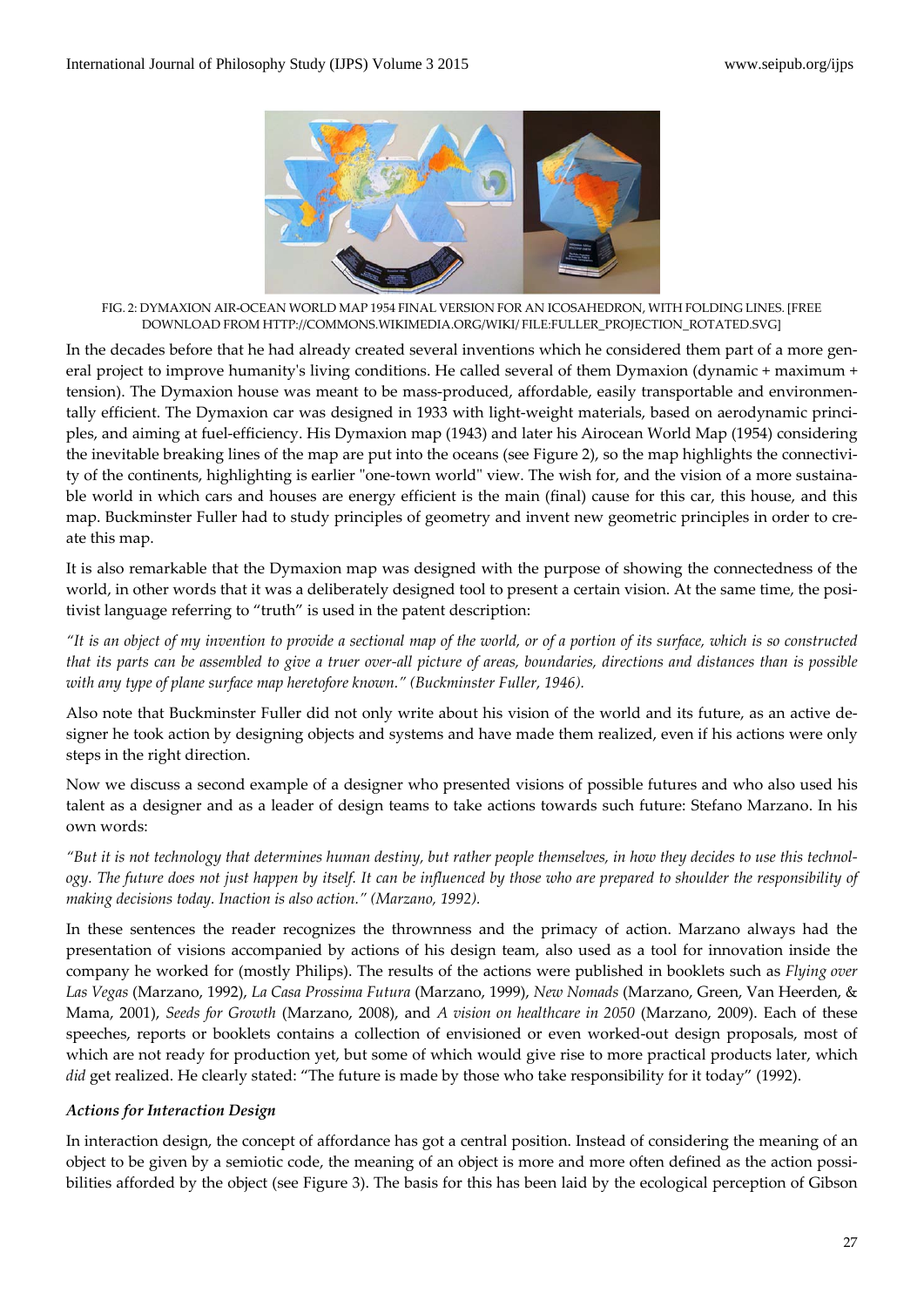FIG. 2: DYMAXION AIR-OCEAN WORLD MAP 1954 FINAL VERSION FOR AN ICOSAHEDRON, WITH FOLDING LINES. [FREE DOWNLOAD FROM HTTP://COMMONS.WIKIMEDIA.ORG/WIKI/ FILE:FULLER_PROJECTION_ROTATED.SVG]

In the decades before that he had already created several inventions which he considered them part of a more general project to improve humanity's living conditions. He called several of them Dymaxion (dynamic + maximum + tension). The Dymaxion house was meant to be mass-produced, affordable, easily transportable and environmentally efficient. The Dymaxion car was designed in 1933 with light-weight materials, based on aerodynamic principles, and aiming at fuel-efficiency. His Dymaxion map (1943) and later his Airocean World Map (1954) considering the inevitable breaking lines of the map are put into the oceans (see Figure 2), so the map highlights the connectivity of the continents, highlighting is earlier "one-town world" view. The wish for, and the vision of a more sustainable world in which cars and houses are energy efficient is the main (final) cause for this car, this house, and this map. Buckminster Fuller had to study principles of geometry and invent new geometric principles in order to create this map.

It is also remarkable that the Dymaxion map was designed with the purpose of showing the connectedness of the world, in other words that it was a deliberately designed tool to present a certain vision. At the same time, the positivist language referring to "truth" is used in the patent description:

*"It is an object of my invention to provide a sectional map of the world, or of a portion of its surface, which is so constructed that its parts can be assembled to give a truer over-all picture of areas, boundaries, directions and distances than is possible with any type of plane surface map heretofore known." (Buckminster Fuller, 1946).*

Also note that Buckminster Fuller did not only write about his vision of the world and its future, as an active designer he took action by designing objects and systems and have made them realized, even if his actions were only steps in the right direction.

Now we discuss a second example of a designer who presented visions of possible futures and who also used his talent as a designer and as a leader of design teams to take actions towards such future: Stefano Marzano. In his own words:

*"But it is not technology that determines human destiny, but rather people themselves, in how they decides to use this technology. The future does not just happen by itself. It can be influenced by those who are prepared to shoulder the responsibility of making decisions today. Inaction is also action." (Marzano, 1992).*

In these sentences the reader recognizes the thrownness and the primacy of action. Marzano always had the presentation of visions accompanied by actions of his design team, also used as a tool for innovation inside the company he worked for (mostly Philips). The results of the actions were published in booklets such as *Flying over Las Vegas* (Marzano, 1992), *La Casa Prossima Futura* (Marzano, 1999), *New Nomads* (Marzano, Green, Van Heerden, & Mama, 2001), *Seeds for Growth* (Marzano, 2008), and *A vision on healthcare in 2050* (Marzano, 2009). Each of these speeches, reports or booklets contains a collection of envisioned or even worked-out design proposals, most of which are not ready for production yet, but some of which would give rise to more practical products later, which *did* get realized. He clearly stated: "The future is made by those who take responsibility for it today" (1992).

### *Actions for Interaction Design*

In interaction design, the concept of affordance has got a central position. Instead of considering the meaning of an object to be given by a semiotic code, the meaning of an object is more and more often defined as the action possibilities afforded by the object (see Figure 3). The basis for this has been laid by the ecological perception of Gibson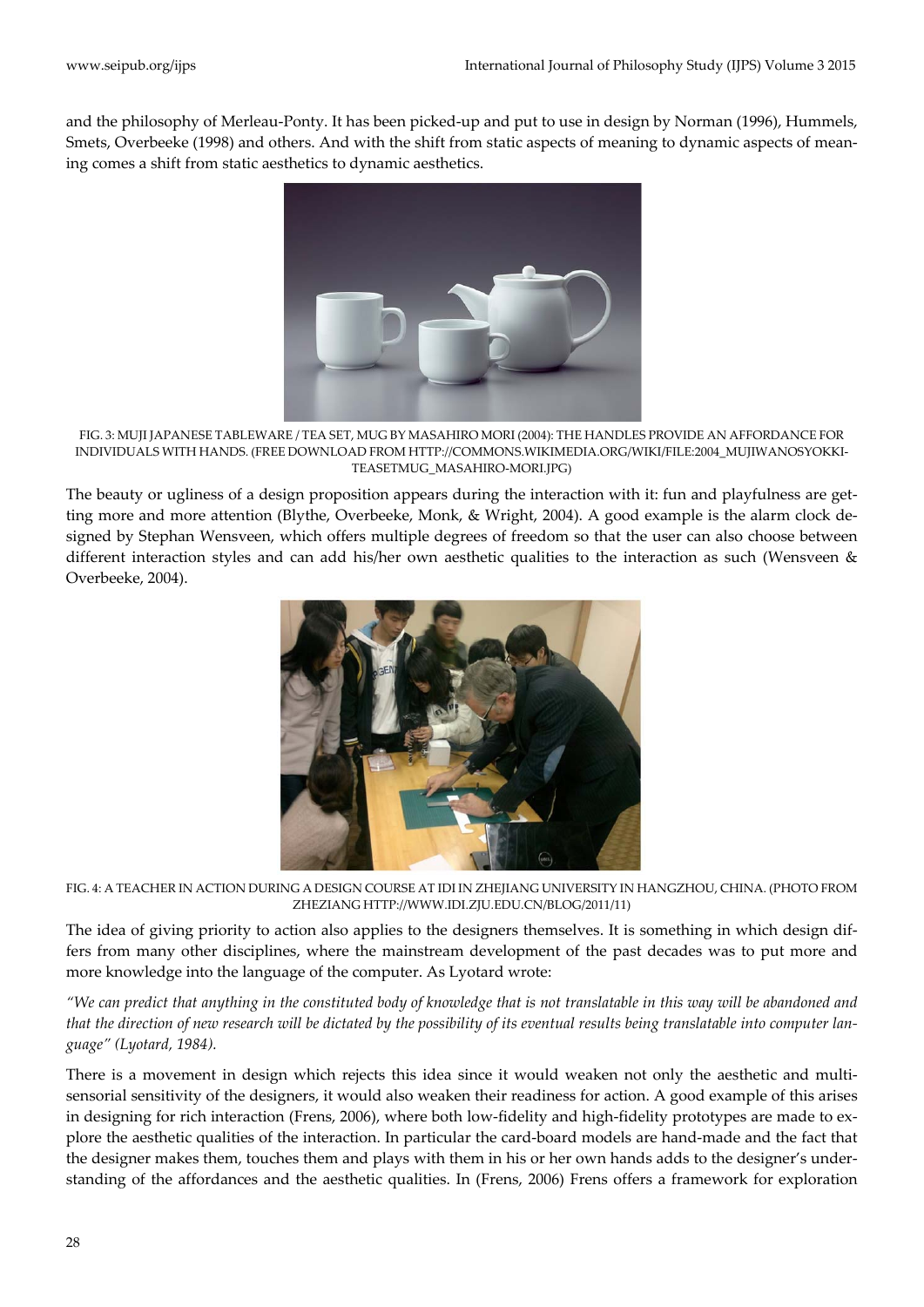and the philosophy of Merleau-Ponty. It has been picked-up and put to use in design by Norman (1996), Hummels, Smets, Overbeeke (1998) and others. And with the shift from static aspects of meaning to dynamic aspects of meaning comes a shift from static aesthetics to dynamic aesthetics.

FIG. 3: MUJI JAPANESE TABLEWARE / TEA SET, MUG BY MASAHIRO MORI (2004): THE HANDLES PROVIDE AN AFFORDANCE FOR INDIVIDUALS WITH HANDS. (FREE DOWNLOAD FROM HTTP://COMMONS.WIKIMEDIA.ORG/WIKI/FILE:2004_MUJIWANOSYOKKI-TEASETMUG_MASAHIRO-MORI.JPG)

The beauty or ugliness of a design proposition appears during the interaction with it: fun and playfulness are getting more and more attention (Blythe, Overbeeke, Monk, & Wright, 2004). A good example is the alarm clock designed by Stephan Wensveen, which offers multiple degrees of freedom so that the user can also choose between different interaction styles and can add his/her own aesthetic qualities to the interaction as such (Wensveen & Overbeeke, 2004).

FIG. 4: A TEACHER IN ACTION DURING A DESIGN COURSE AT IDI IN ZHEJIANG UNIVERSITY IN HANGZHOU, CHINA. (PHOTO FROM ZHEZIANG HTTP://WWW.IDI.ZJU.EDU.CN/BLOG/2011/11)

The idea of giving priority to action also applies to the designers themselves. It is something in which design differs from many other disciplines, where the mainstream development of the past decades was to put more and more knowledge into the language of the computer. As Lyotard wrote:

*"We can predict that anything in the constituted body of knowledge that is not translatable in this way will be abandoned and that the direction of new research will be dictated by the possibility of its eventual results being translatable into computer language" (Lyotard, 1984).*

There is a movement in design which rejects this idea since it would weaken not only the aesthetic and multi-sensorial sensitivity of the designers, it would also weaken their readiness for action. A good example of this arises in designing for rich interaction (Frens, 2006), where both low-fidelity and high-fidelity prototypes are made to explore the aesthetic qualities of the interaction. In particular the card-board models are hand-made and the fact that the designer makes them, touches them and plays with them in his or her own hands adds to the designer's understanding of the affordances and the aesthetic qualities. In (Frens, 2006) Frens offers a framework for exploration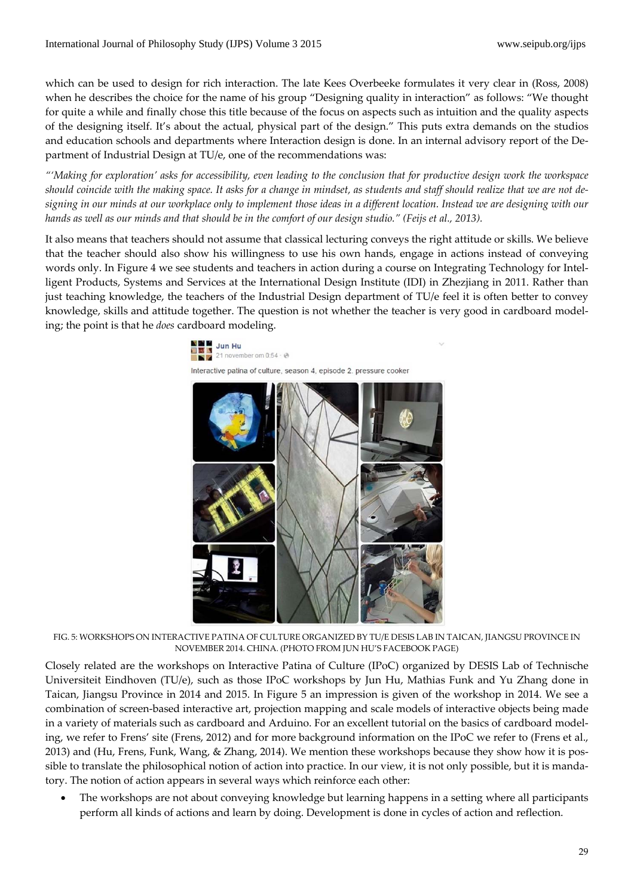which can be used to design for rich interaction. The late Kees Overbeeke formulates it very clear in (Ross, 2008) when he describes the choice for the name of his group "Designing quality in interaction" as follows: "We thought for quite a while and finally chose this title because of the focus on aspects such as intuition and the quality aspects of the designing itself. It's about the actual, physical part of the design." This puts extra demands on the studios and education schools and departments where Interaction design is done. In an internal advisory report of the Department of Industrial Design at TU/e, one of the recommendations was:

*"'Making for exploration' asks for accessibility, even leading to the conclusion that for productive design work the workspace should coincide with the making space. It asks for a change in mindset, as students and staff should realize that we are not designing in our minds at our workplace only to implement those ideas in a different location. Instead we are designing with our hands as well as our minds and that should be in the comfort of our design studio." (Feijs et al., 2013).*

It also means that teachers should not assume that classical lecturing conveys the right attitude or skills. We believe that the teacher should also show his willingness to use his own hands, engage in actions instead of conveying words only. In Figure 4 we see students and teachers in action during a course on Integrating Technology for Intelligent Products, Systems and Services at the International Design Institute (IDI) in Zhezjiang in 2011. Rather than just teaching knowledge, the teachers of the Industrial Design department of TU/e feel it is often better to convey knowledge, skills and attitude together. The question is not whether the teacher is very good in cardboard modeling; the point is that he *does* cardboard modeling.

FIG. 5: WORKSHOPS ON INTERACTIVE PATINA OF CULTURE ORGANIZED BY TU/E DESIS LAB IN TAICAN, JIANGSU PROVINCE IN NOVEMBER 2014. CHINA. (PHOTO FROM JUN HU'S FACEBOOK PAGE)

Closely related are the workshops on Interactive Patina of Culture (IPoC) organized by DESIS Lab of Technische Universiteit Eindhoven (TU/e), such as those IPoC workshops by Jun Hu, Mathias Funk and Yu Zhang done in Taican, Jiangsu Province in 2014 and 2015. In Figure 5 an impression is given of the workshop in 2014. We see a combination of screen-based interactive art, projection mapping and scale models of interactive objects being made in a variety of materials such as cardboard and Arduino. For an excellent tutorial on the basics of cardboard modeling, we refer to Frens' site (Frens, 2012) and for more background information on the IPoC we refer to (Frens et al., 2013) and (Hu, Frens, Funk, Wang, & Zhang, 2014). We mention these workshops because they show how it is possible to translate the philosophical notion of action into practice. In our view, it is not only possible, but it is mandatory. The notion of action appears in several ways which reinforce each other:

- The workshops are not about conveying knowledge but learning happens in a setting where all participants perform all kinds of actions and learn by doing. Development is done in cycles of action and reflection.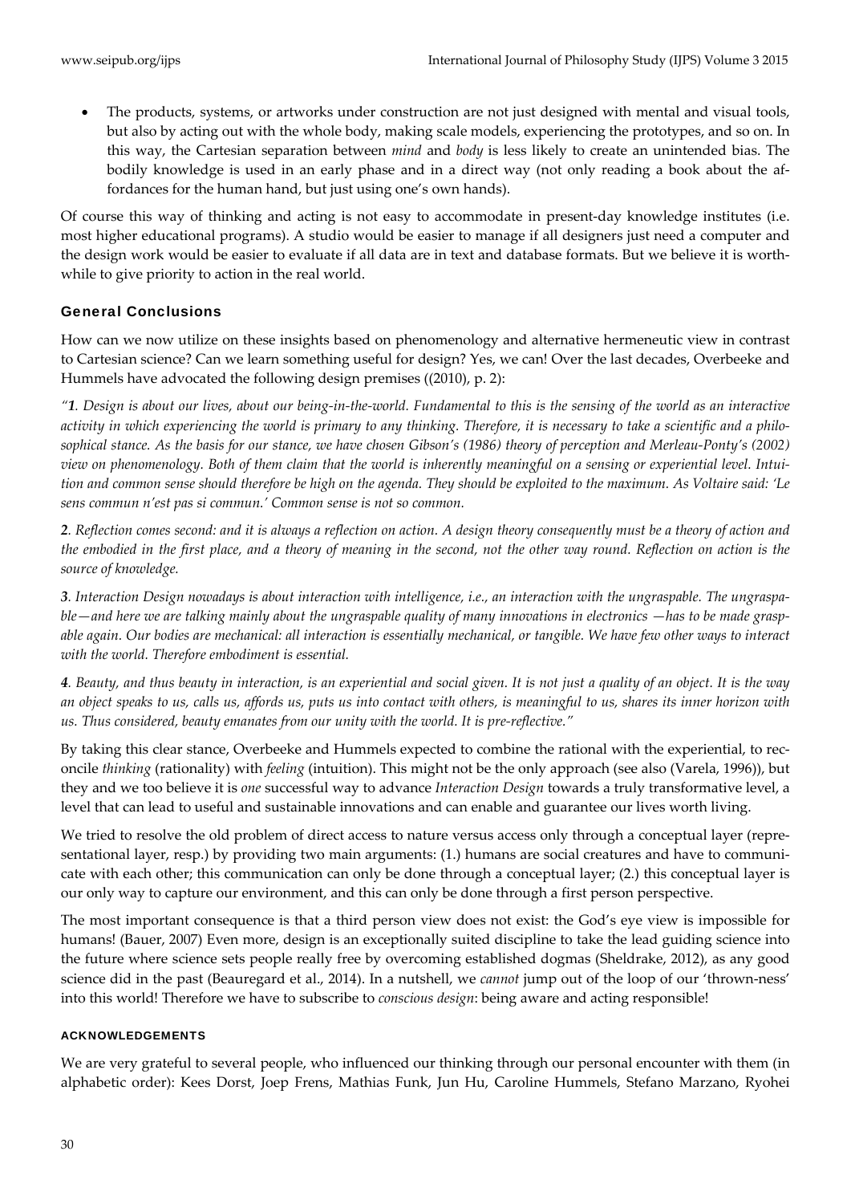- The products, systems, or artworks under construction are not just designed with mental and visual tools, but also by acting out with the whole body, making scale models, experiencing the prototypes, and so on. In this way, the Cartesian separation between *mind* and *body* is less likely to create an unintended bias. The bodily knowledge is used in an early phase and in a direct way (not only reading a book about the affordances for the human hand, but just using one's own hands).

Of course this way of thinking and acting is not easy to accommodate in present-day knowledge institutes (i.e. most higher educational programs). A studio would be easier to manage if all designers just need a computer and the design work would be easier to evaluate if all data are in text and database formats. But we believe it is worthwhile to give priority to action in the real world.

## General Conclusions

How can we now utilize on these insights based on phenomenology and alternative hermeneutic view in contrast to Cartesian science? Can we learn something useful for design? Yes, we can! Over the last decades, Overbeeke and Hummels have advocated the following design premises ((2010), p. 2):

*"**1**. Design is about our lives, about our being-in-the-world. Fundamental to this is the sensing of the world as an interactive activity in which experiencing the world is primary to any thinking. Therefore, it is necessary to take a scientific and a philosophical stance. As the basis for our stance, we have chosen Gibson's (1986) theory of perception and Merleau-Ponty's (2002) view on phenomenology. Both of them claim that the world is inherently meaningful on a sensing or experiential level. Intuition and common sense should therefore be high on the agenda. They should be exploited to the maximum. As Voltaire said: 'Le sens commun n'est pas si commun.' Common sense is not so common.*

***2**. Reflection comes second: and it is always a reflection on action. A design theory consequently must be a theory of action and the embodied in the first place, and a theory of meaning in the second, not the other way round. Reflection on action is the source of knowledge.*

***3**. Interaction Design nowadays is about interaction with intelligence, i.e., an interaction with the ungraspable. The ungraspable—and here we are talking mainly about the ungraspable quality of many innovations in electronics —has to be made graspable again. Our bodies are mechanical: all interaction is essentially mechanical, or tangible. We have few other ways to interact with the world. Therefore embodiment is essential.*

***4**. Beauty, and thus beauty in interaction, is an experiential and social given. It is not just a quality of an object. It is the way an object speaks to us, calls us, affords us, puts us into contact with others, is meaningful to us, shares its inner horizon with us. Thus considered, beauty emanates from our unity with the world. It is pre-reflective."*

By taking this clear stance, Overbeeke and Hummels expected to combine the rational with the experiential, to reconcile *thinking* (rationality) with *feeling* (intuition). This might not be the only approach (see also (Varela, 1996)), but they and we too believe it is *one* successful way to advance *Interaction Design* towards a truly transformative level, a level that can lead to useful and sustainable innovations and can enable and guarantee our lives worth living.

We tried to resolve the old problem of direct access to nature versus access only through a conceptual layer (representational layer, resp.) by providing two main arguments: (1.) humans are social creatures and have to communicate with each other; this communication can only be done through a conceptual layer; (2.) this conceptual layer is our only way to capture our environment, and this can only be done through a first person perspective.

The most important consequence is that a third person view does not exist: the God's eye view is impossible for humans! (Bauer, 2007) Even more, design is an exceptionally suited discipline to take the lead guiding science into the future where science sets people really free by overcoming established dogmas (Sheldrake, 2012), as any good science did in the past (Beauregard et al., 2014). In a nutshell, we *cannot* jump out of the loop of our 'thrown-ness' into this world! Therefore we have to subscribe to *conscious design*: being aware and acting responsible!

#### ACKNOWLEDGEMENTS

We are very grateful to several people, who influenced our thinking through our personal encounter with them (in alphabetic order): Kees Dorst, Joep Frens, Mathias Funk, Jun Hu, Caroline Hummels, Stefano Marzano, Ryohei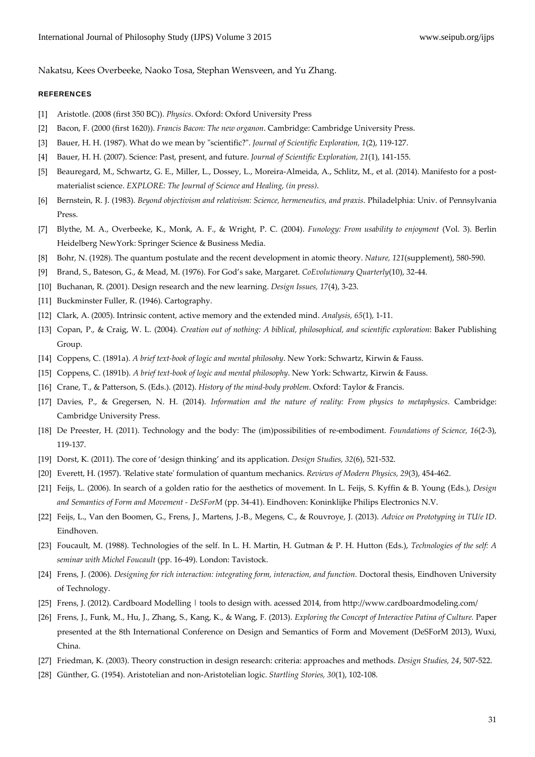Nakatsu, Kees Overbeeke, Naoko Tosa, Stephan Wensveen, and Yu Zhang.

## REFERENCES

[1] Aristotle. (2008 (first 350 BC)). *Physics*. Oxford: Oxford University Press

[2] Bacon, F. (2000 (first 1620)). *Francis Bacon: The new organon*. Cambridge: Cambridge University Press.

[3] Bauer, H. H. (1987). What do we mean by "scientific?". *Journal of Scientific Exploration, 1*(2), 119-127.

[4] Bauer, H. H. (2007). Science: Past, present, and future. *Journal of Scientific Exploration, 21*(1), 141-155.

[5] Beauregard, M., Schwartz, G. E., Miller, L., Dossey, L., Moreira-Almeida, A., Schlitz, M., et al. (2014). Manifesto for a post-materialist science. *EXPLORE: The Journal of Science and Healing, (in press)*.

[6] Bernstein, R. J. (1983). *Beyond objectivism and relativism: Science, hermeneutics, and praxis*. Philadelphia: Univ. of Pennsylvania Press.

[7] Blythe, M. A., Overbeeke, K., Monk, A. F., & Wright, P. C. (2004). *Funology: From usability to enjoyment* (Vol. 3). Berlin Heidelberg NewYork: Springer Science & Business Media.

[8] Bohr, N. (1928). The quantum postulate and the recent development in atomic theory. *Nature, 121*(supplement), 580-590.

[9] Brand, S., Bateson, G., & Mead, M. (1976). For God's sake, Margaret. *CoEvolutionary Quarterly*(10), 32-44.

[10] Buchanan, R. (2001). Design research and the new learning. *Design Issues, 17*(4), 3-23.

[11] Buckminster Fuller, R. (1946). Cartography.

[12] Clark, A. (2005). Intrinsic content, active memory and the extended mind. *Analysis, 65*(1), 1-11.

[13] Copan, P., & Craig, W. L. (2004). *Creation out of nothing: A biblical, philosophical, and scientific exploration*: Baker Publishing Group.

[14] Coppens, C. (1891a). *A brief text-book of logic and mental philosohy*. New York: Schwartz, Kirwin & Fauss.

[15] Coppens, C. (1891b). *A brief text-book of logic and mental philosophy*. New York: Schwartz, Kirwin & Fauss.

[16] Crane, T., & Patterson, S. (Eds.). (2012). *History of the mind-body problem*. Oxford: Taylor & Francis.

[17] Davies, P., & Gregersen, N. H. (2014). *Information and the nature of reality: From physics to metaphysics*. Cambridge: Cambridge University Press.

[18] De Preester, H. (2011). Technology and the body: The (im)possibilities of re-embodiment. *Foundations of Science, 16*(2-3), 119-137.

[19] Dorst, K. (2011). The core of 'design thinking' and its application. *Design Studies, 32*(6), 521-532.

[20] Everett, H. (1957). 'Relative state' formulation of quantum mechanics. *Reviews of Modern Physics, 29*(3), 454-462.

[21] Feijs, L. (2006). In search of a golden ratio for the aesthetics of movement. In L. Feijs, S. Kyffin & B. Young (Eds.), *Design and Semantics of Form and Movement - DeSForM* (pp. 34-41). Eindhoven: Koninklijke Philips Electronics N.V.

[22] Feijs, L., Van den Boomen, G., Frens, J., Martens, J.-B., Megens, C., & Rouvroye, J. (2013). *Advice on Prototyping in TU/e ID*. Eindhoven.

[23] Foucault, M. (1988). Technologies of the self. In L. H. Martin, H. Gutman & P. H. Hutton (Eds.), *Technologies of the self: A seminar with Michel Foucault* (pp. 16-49). London: Tavistock.

[24] Frens, J. (2006). *Designing for rich interaction: integrating form, interaction, and function.* Doctoral thesis, Eindhoven University of Technology.

[25] Frens, J. (2012). Cardboard Modelling | tools to design with. acessed 2014, from http://www.cardboardmodeling.com/

[26] Frens, J., Funk, M., Hu, J., Zhang, S., Kang, K., & Wang, F. (2013). *Exploring the Concept of Interactive Patina of Culture.* Paper presented at the 8th International Conference on Design and Semantics of Form and Movement (DeSForM 2013), Wuxi, China.

[27] Friedman, K. (2003). Theory construction in design research: criteria: approaches and methods. *Design Studies, 24*, 507-522.

[28] Günther, G. (1954). Aristotelian and non-Aristotelian logic. *Startling Stories, 30*(1), 102-108.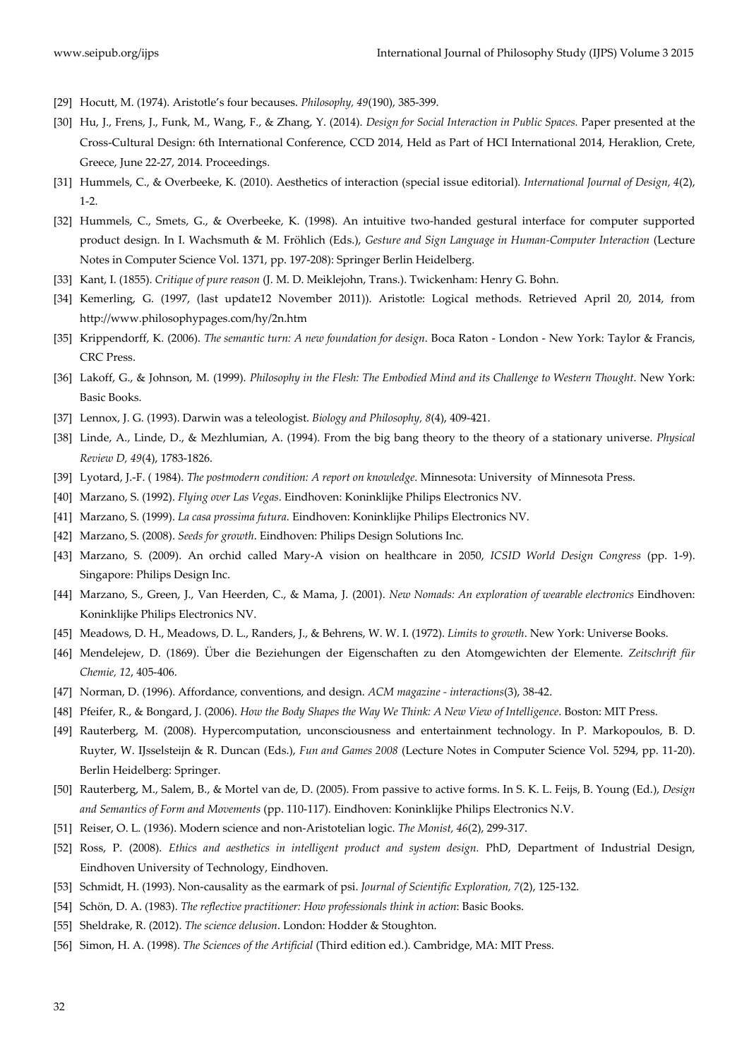[29] Hocutt, M. (1974). Aristotle's four becauses. *Philosophy, 49*(190), 385-399.

[30] Hu, J., Frens, J., Funk, M., Wang, F., & Zhang, Y. (2014). *Design for Social Interaction in Public Spaces.* Paper presented at the Cross-Cultural Design: 6th International Conference, CCD 2014, Held as Part of HCI International 2014, Heraklion, Crete, Greece, June 22-27, 2014. Proceedings.

[31] Hummels, C., & Overbeeke, K. (2010). Aesthetics of interaction (special issue editorial). *International Journal of Design, 4*(2), 1-2.

[32] Hummels, C., Smets, G., & Overbeeke, K. (1998). An intuitive two-handed gestural interface for computer supported product design. In I. Wachsmuth & M. Fröhlich (Eds.), *Gesture and Sign Language in Human-Computer Interaction* (Lecture Notes in Computer Science Vol. 1371, pp. 197-208): Springer Berlin Heidelberg.

[33] Kant, I. (1855). *Critique of pure reason* (J. M. D. Meiklejohn, Trans.). Twickenham: Henry G. Bohn.

[34] Kemerling, G. (1997, (last update12 November 2011)). Aristotle: Logical methods. Retrieved April 20, 2014, from http://www.philosophypages.com/hy/2n.htm

[35] Krippendorff, K. (2006). *The semantic turn: A new foundation for design*. Boca Raton - London - New York: Taylor & Francis, CRC Press.

[36] Lakoff, G., & Johnson, M. (1999). *Philosophy in the Flesh: The Embodied Mind and its Challenge to Western Thought*. New York: Basic Books.

[37] Lennox, J. G. (1993). Darwin was a teleologist. *Biology and Philosophy, 8*(4), 409-421.

[38] Linde, A., Linde, D., & Mezhlumian, A. (1994). From the big bang theory to the theory of a stationary universe. *Physical Review D, 49*(4), 1783-1826.

[39] Lyotard, J.-F. ( 1984). *The postmodern condition: A report on knowledge*. Minnesota: University of Minnesota Press.

[40] Marzano, S. (1992). *Flying over Las Vegas*. Eindhoven: Koninklijke Philips Electronics NV.

[41] Marzano, S. (1999). *La casa prossima futura*. Eindhoven: Koninklijke Philips Electronics NV.

[42] Marzano, S. (2008). *Seeds for growth*. Eindhoven: Philips Design Solutions Inc.

[43] Marzano, S. (2009). An orchid called Mary-A vision on healthcare in 2050, *ICSID World Design Congress* (pp. 1-9). Singapore: Philips Design Inc.

[44] Marzano, S., Green, J., Van Heerden, C., & Mama, J. (2001). *New Nomads: An exploration of wearable electronics* Eindhoven: Koninklijke Philips Electronics NV.

[45] Meadows, D. H., Meadows, D. L., Randers, J., & Behrens, W. W. I. (1972). *Limits to growth*. New York: Universe Books.

[46] Mendelejew, D. (1869). Über die Beziehungen der Eigenschaften zu den Atomgewichten der Elemente. *Zeitschrift für Chemie, 12*, 405-406.

[47] Norman, D. (1996). Affordance, conventions, and design. *ACM magazine - interactions*(3), 38-42.

[48] Pfeifer, R., & Bongard, J. (2006). *How the Body Shapes the Way We Think: A New View of Intelligence*. Boston: MIT Press.

[49] Rauterberg, M. (2008). Hypercomputation, unconsciousness and entertainment technology. In P. Markopoulos, B. D. Ruyter, W. IJsselsteijn & R. Duncan (Eds.), *Fun and Games 2008* (Lecture Notes in Computer Science Vol. 5294, pp. 11-20). Berlin Heidelberg: Springer.

[50] Rauterberg, M., Salem, B., & Mortel van de, D. (2005). From passive to active forms. In S. K. L. Feijs, B. Young (Ed.), *Design and Semantics of Form and Movements* (pp. 110-117). Eindhoven: Koninklijke Philips Electronics N.V.

[51] Reiser, O. L. (1936). Modern science and non-Aristotelian logic. *The Monist, 46*(2), 299-317.

[52] Ross, P. (2008). *Ethics and aesthetics in intelligent product and system design.* PhD, Department of Industrial Design, Eindhoven University of Technology, Eindhoven.

[53] Schmidt, H. (1993). Non-causality as the earmark of psi. *Journal of Scientific Exploration, 7*(2), 125-132.

[54] Schön, D. A. (1983). *The reflective practitioner: How professionals think in action*: Basic Books.

[55] Sheldrake, R. (2012). *The science delusion*. London: Hodder & Stoughton.

[56] Simon, H. A. (1998). *The Sciences of the Artificial* (Third edition ed.). Cambridge, MA: MIT Press.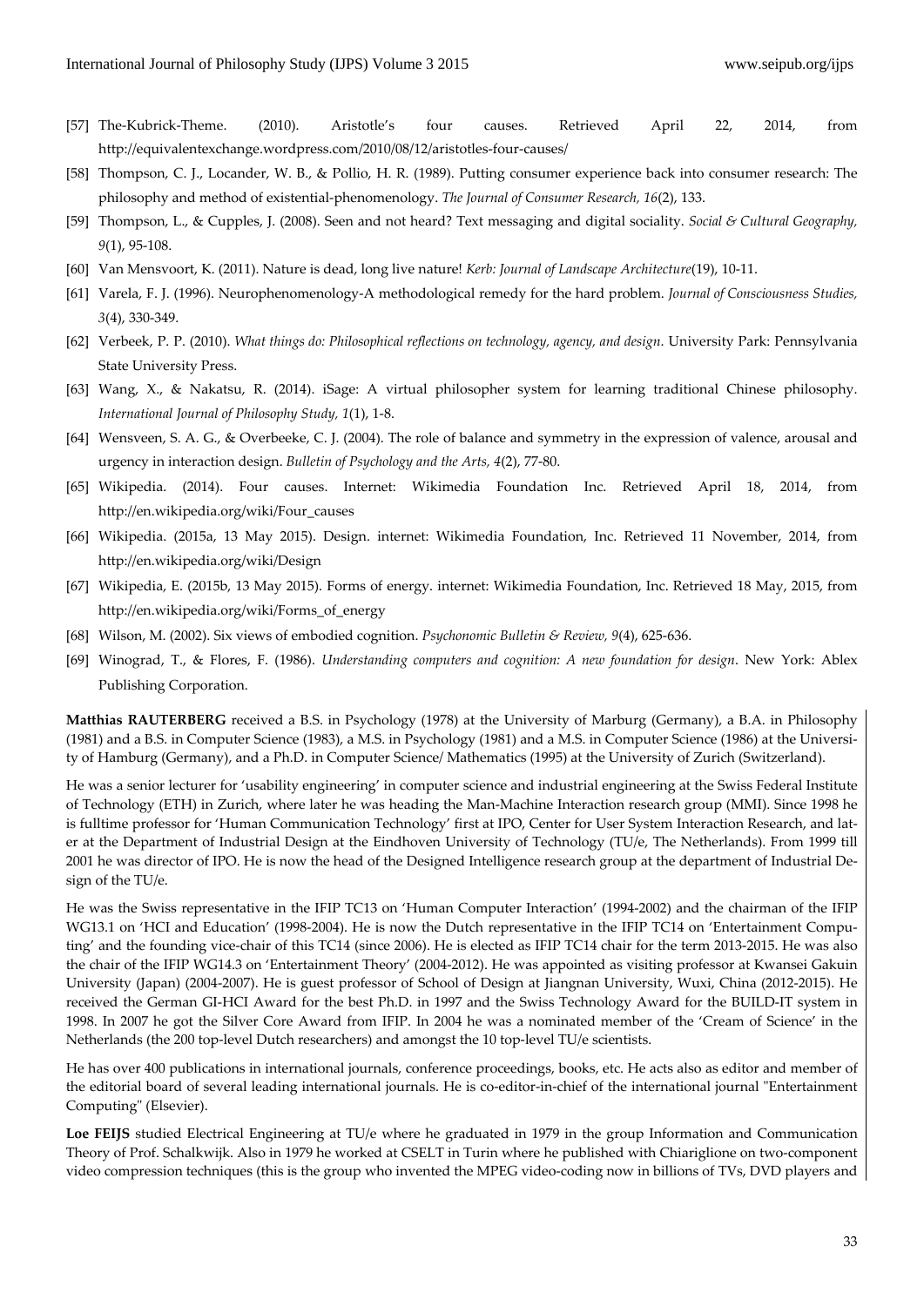[57] The-Kubrick-Theme. (2010). Aristotle's four causes. Retrieved April 22, 2014, from http://equivalentexchange.wordpress.com/2010/08/12/aristotles-four-causes/

[58] Thompson, C. J., Locander, W. B., & Pollio, H. R. (1989). Putting consumer experience back into consumer research: The philosophy and method of existential-phenomenology. *The Journal of Consumer Research, 16*(2), 133.

[59] Thompson, L., & Cupples, J. (2008). Seen and not heard? Text messaging and digital sociality. *Social & Cultural Geography, 9*(1), 95-108.

[60] Van Mensvoort, K. (2011). Nature is dead, long live nature! *Kerb: Journal of Landscape Architecture*(19), 10-11.

[61] Varela, F. J. (1996). Neurophenomenology-A methodological remedy for the hard problem. *Journal of Consciousness Studies, 3*(4), 330-349.

[62] Verbeek, P. P. (2010). *What things do: Philosophical reflections on technology, agency, and design*. University Park: Pennsylvania State University Press.

[63] Wang, X., & Nakatsu, R. (2014). iSage: A virtual philosopher system for learning traditional Chinese philosophy. *International Journal of Philosophy Study, 1*(1), 1-8.

[64] Wensveen, S. A. G., & Overbeeke, C. J. (2004). The role of balance and symmetry in the expression of valence, arousal and urgency in interaction design. *Bulletin of Psychology and the Arts, 4*(2), 77-80.

[65] Wikipedia. (2014). Four causes. Internet: Wikimedia Foundation Inc. Retrieved April 18, 2014, from http://en.wikipedia.org/wiki/Four_causes

[66] Wikipedia. (2015a, 13 May 2015). Design. internet: Wikimedia Foundation, Inc. Retrieved 11 November, 2014, from http://en.wikipedia.org/wiki/Design

[67] Wikipedia, E. (2015b, 13 May 2015). Forms of energy. internet: Wikimedia Foundation, Inc. Retrieved 18 May, 2015, from http://en.wikipedia.org/wiki/Forms_of_energy

[68] Wilson, M. (2002). Six views of embodied cognition. *Psychonomic Bulletin & Review, 9*(4), 625-636.

[69] Winograd, T., & Flores, F. (1986). *Understanding computers and cognition: A new foundation for design*. New York: Ablex Publishing Corporation.

**Matthias RAUTERBERG** received a B.S. in Psychology (1978) at the University of Marburg (Germany), a B.A. in Philosophy (1981) and a B.S. in Computer Science (1983), a M.S. in Psychology (1981) and a M.S. in Computer Science (1986) at the University of Hamburg (Germany), and a Ph.D. in Computer Science/ Mathematics (1995) at the University of Zurich (Switzerland).

He was a senior lecturer for 'usability engineering' in computer science and industrial engineering at the Swiss Federal Institute of Technology (ETH) in Zurich, where later he was heading the Man-Machine Interaction research group (MMI). Since 1998 he is fulltime professor for 'Human Communication Technology' first at IPO, Center for User System Interaction Research, and later at the Department of Industrial Design at the Eindhoven University of Technology (TU/e, The Netherlands). From 1999 till 2001 he was director of IPO. He is now the head of the Designed Intelligence research group at the department of Industrial Design of the TU/e.

He was the Swiss representative in the IFIP TC13 on 'Human Computer Interaction' (1994-2002) and the chairman of the IFIP WG13.1 on 'HCI and Education' (1998-2004). He is now the Dutch representative in the IFIP TC14 on 'Entertainment Computing' and the founding vice-chair of this TC14 (since 2006). He is elected as IFIP TC14 chair for the term 2013-2015. He was also the chair of the IFIP WG14.3 on 'Entertainment Theory' (2004-2012). He was appointed as visiting professor at Kwansei Gakuin University (Japan) (2004-2007). He is guest professor of School of Design at Jiangnan University, Wuxi, China (2012-2015). He received the German GI-HCI Award for the best Ph.D. in 1997 and the Swiss Technology Award for the BUILD-IT system in 1998. In 2007 he got the Silver Core Award from IFIP. In 2004 he was a nominated member of the 'Cream of Science' in the Netherlands (the 200 top-level Dutch researchers) and amongst the 10 top-level TU/e scientists.

He has over 400 publications in international journals, conference proceedings, books, etc. He acts also as editor and member of the editorial board of several leading international journals. He is co-editor-in-chief of the international journal "Entertainment Computing" (Elsevier).

**Loe FEIJS** studied Electrical Engineering at TU/e where he graduated in 1979 in the group Information and Communication Theory of Prof. Schalkwijk. Also in 1979 he worked at CSELT in Turin where he published with Chiariglione on two-component video compression techniques (this is the group who invented the MPEG video-coding now in billions of TVs, DVD players and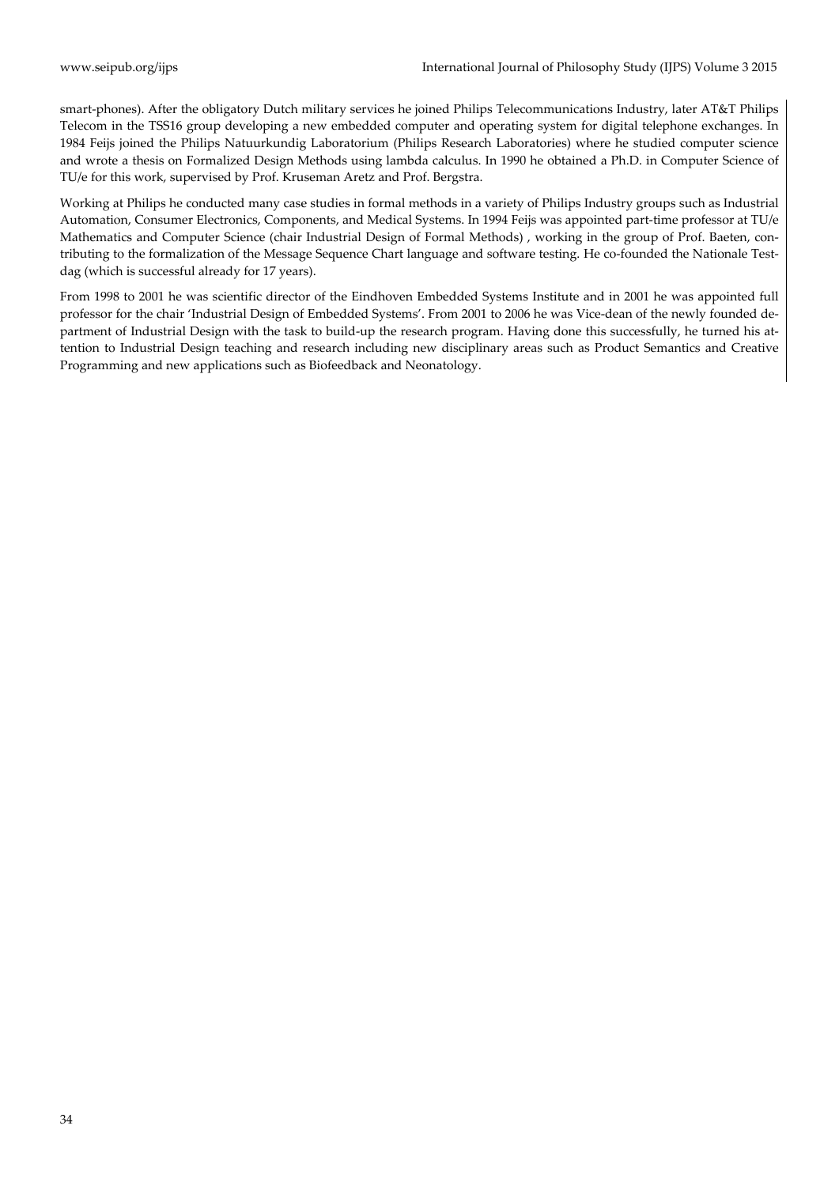smart-phones). After the obligatory Dutch military services he joined Philips Telecommunications Industry, later AT&T Philips Telecom in the TSS16 group developing a new embedded computer and operating system for digital telephone exchanges. In 1984 Feijs joined the Philips Natuurkundig Laboratorium (Philips Research Laboratories) where he studied computer science and wrote a thesis on Formalized Design Methods using lambda calculus. In 1990 he obtained a Ph.D. in Computer Science of TU/e for this work, supervised by Prof. Kruseman Aretz and Prof. Bergstra.

Working at Philips he conducted many case studies in formal methods in a variety of Philips Industry groups such as Industrial Automation, Consumer Electronics, Components, and Medical Systems. In 1994 Feijs was appointed part-time professor at TU/e Mathematics and Computer Science (chair Industrial Design of Formal Methods) , working in the group of Prof. Baeten, contributing to the formalization of the Message Sequence Chart language and software testing. He co-founded the Nationale Testdag (which is successful already for 17 years).

From 1998 to 2001 he was scientific director of the Eindhoven Embedded Systems Institute and in 2001 he was appointed full professor for the chair 'Industrial Design of Embedded Systems'. From 2001 to 2006 he was Vice-dean of the newly founded department of Industrial Design with the task to build-up the research program. Having done this successfully, he turned his attention to Industrial Design teaching and research including new disciplinary areas such as Product Semantics and Creative Programming and new applications such as Biofeedback and Neonatology.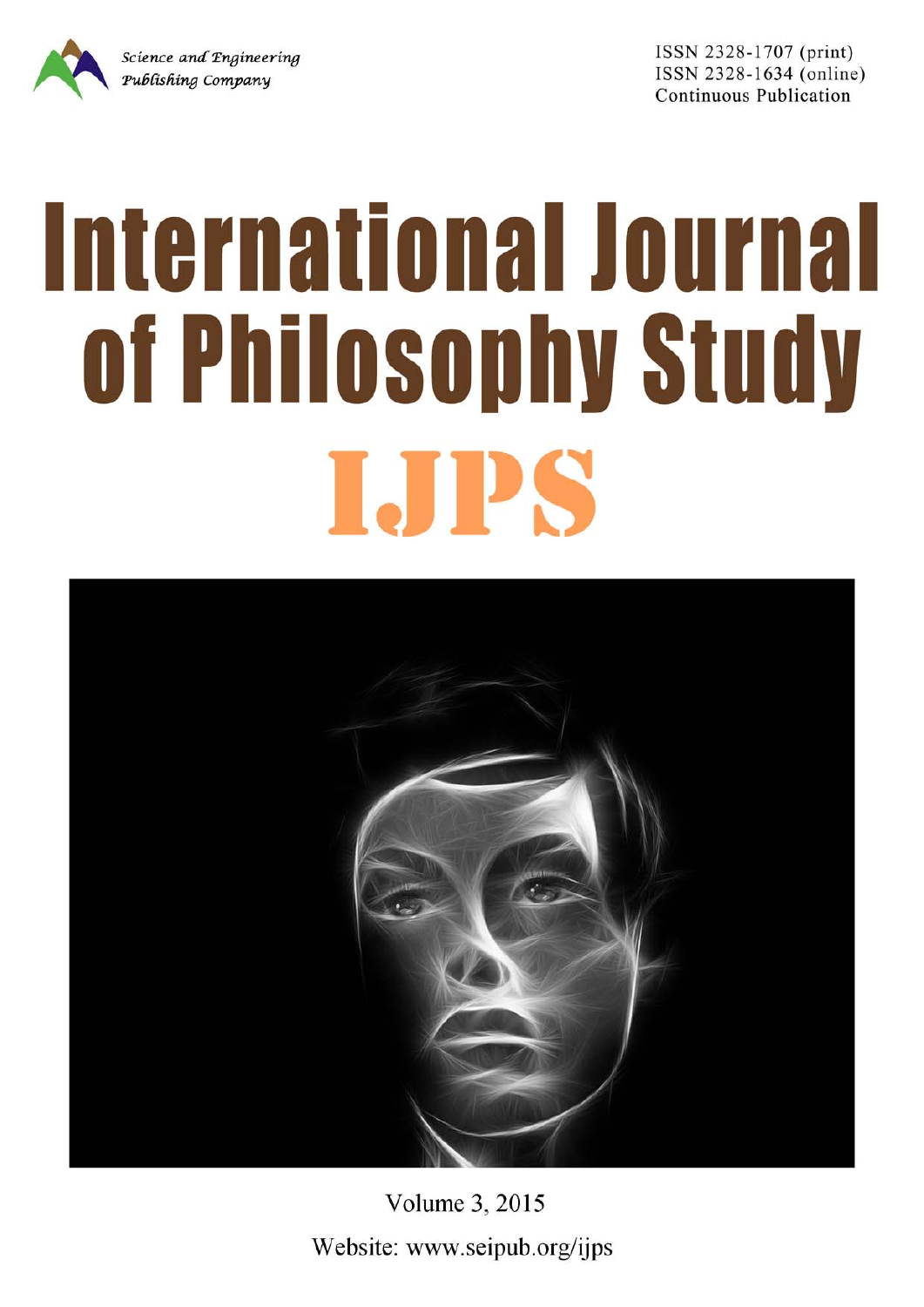Science and Engineering Publishing Company

ISSN 2328-1707 (print)
ISSN 2328-1634 (online)
Continuous Publication

# International Journal of Philosophy Study

# IJPS

Volume 3, 2015

Website: www.seipub.org/ijps